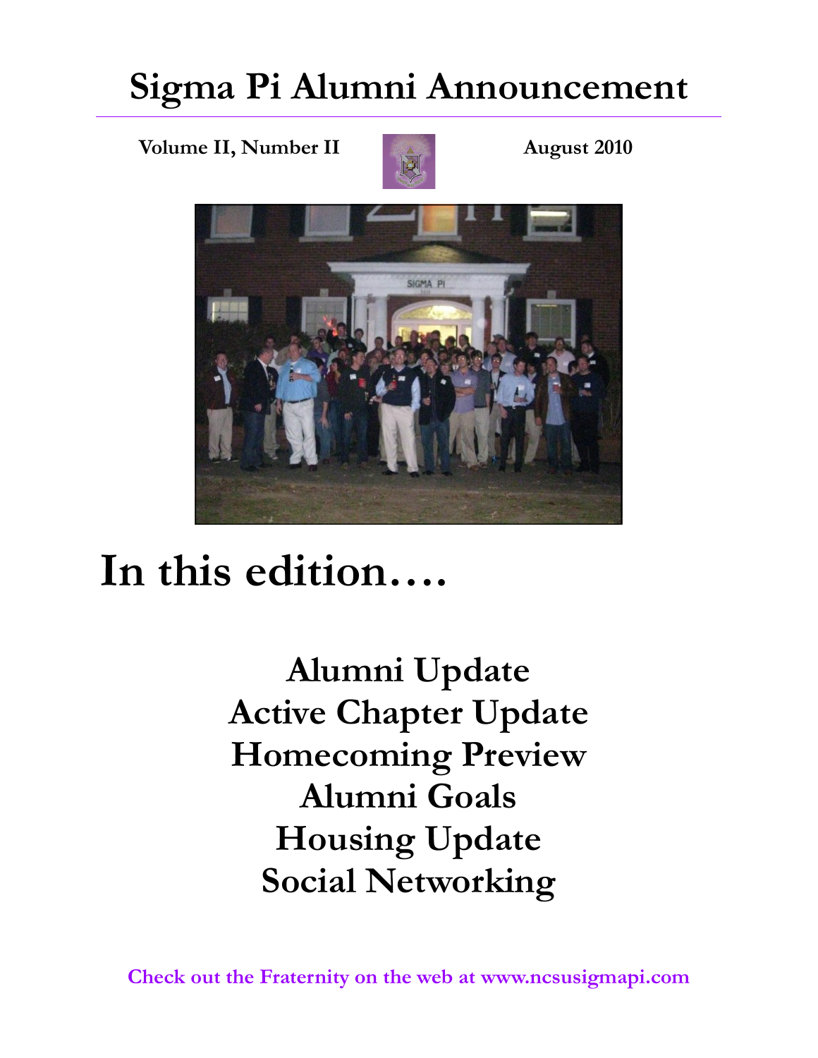# Sigma Pi Alumni Announcement

**Volume II, Number II** **August 2010**

# In this edition….

**Alumni Update**
**Active Chapter Update**
**Homecoming Preview**
**Alumni Goals**
**Housing Update**
**Social Networking**

**Check out the Fraternity on the web at www.ncsusigmapi.com**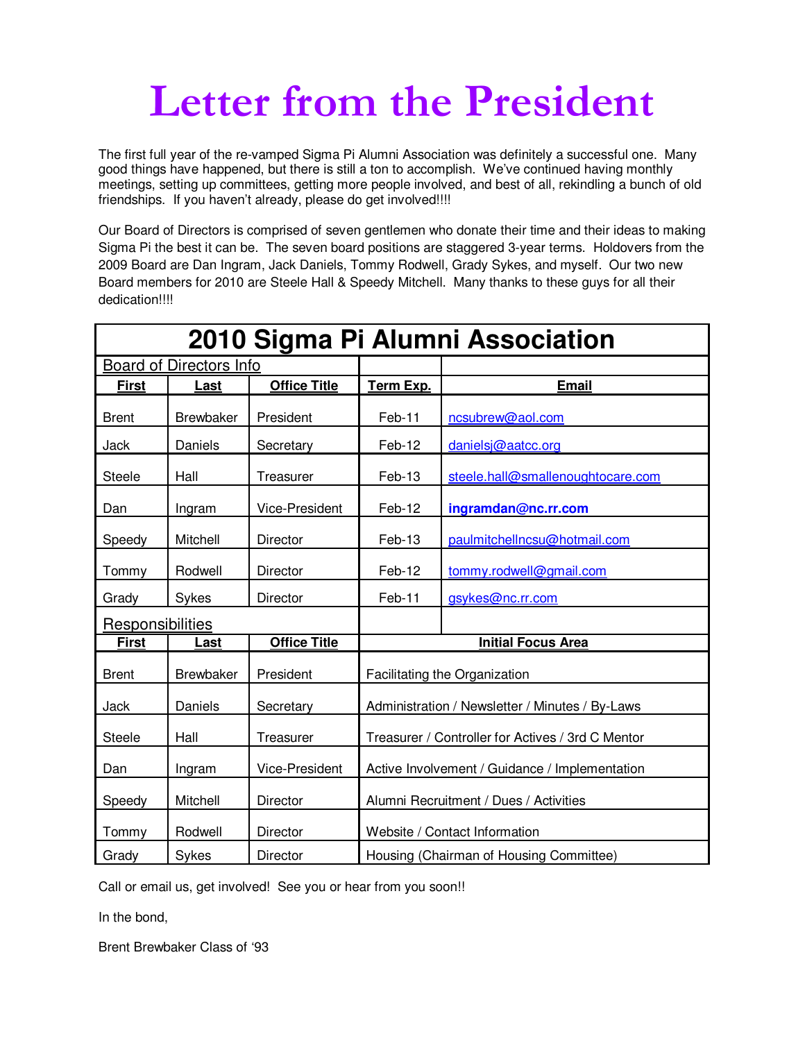# Letter from the President

The first full year of the re-vamped Sigma Pi Alumni Association was definitely a successful one. Many good things have happened, but there is still a ton to accomplish. We've continued having monthly meetings, setting up committees, getting more people involved, and best of all, rekindling a bunch of old friendships. If you haven't already, please do get involved!!!!

Our Board of Directors is comprised of seven gentlemen who donate their time and their ideas to making Sigma Pi the best it can be. The seven board positions are staggered 3-year terms. Holdovers from the 2009 Board are Dan Ingram, Jack Daniels, Tommy Rodwell, Grady Sykes, and myself. Our two new Board members for 2010 are Steele Hall & Speedy Mitchell. Many thanks to these guys for all their dedication!!!!

## 2010 Sigma Pi Alumni Association

**Board of Directors Info**

| First | Last | Office Title | Term Exp. | Email |
|---|---|---|---|---|
| Brent | Brewbaker | President | Feb-11 | ncsubrew@aol.com |
| Jack | Daniels | Secretary | Feb-12 | danielsj@aatcc.org |
| Steele | Hall | Treasurer | Feb-13 | steele.hall@smallenoughtocare.com |
| Dan | Ingram | Vice-President | Feb-12 | **ingramdan@nc.rr.com** |
| Speedy | Mitchell | Director | Feb-13 | paulmitchellncsu@hotmail.com |
| Tommy | Rodwell | Director | Feb-12 | tommy.rodwell@gmail.com |
| Grady | Sykes | Director | Feb-11 | gsykes@nc.rr.com |

**Responsibilities**

| First | Last | Office Title | Initial Focus Area |
|---|---|---|---|
| Brent | Brewbaker | President | Facilitating the Organization |
| Jack | Daniels | Secretary | Administration / Newsletter / Minutes / By-Laws |
| Steele | Hall | Treasurer | Treasurer / Controller for Actives / 3rd C Mentor |
| Dan | Ingram | Vice-President | Active Involvement / Guidance / Implementation |
| Speedy | Mitchell | Director | Alumni Recruitment / Dues / Activities |
| Tommy | Rodwell | Director | Website / Contact Information |
| Grady | Sykes | Director | Housing (Chairman of Housing Committee) |

Call or email us, get involved! See you or hear from you soon!!

In the bond,

Brent Brewbaker Class of '93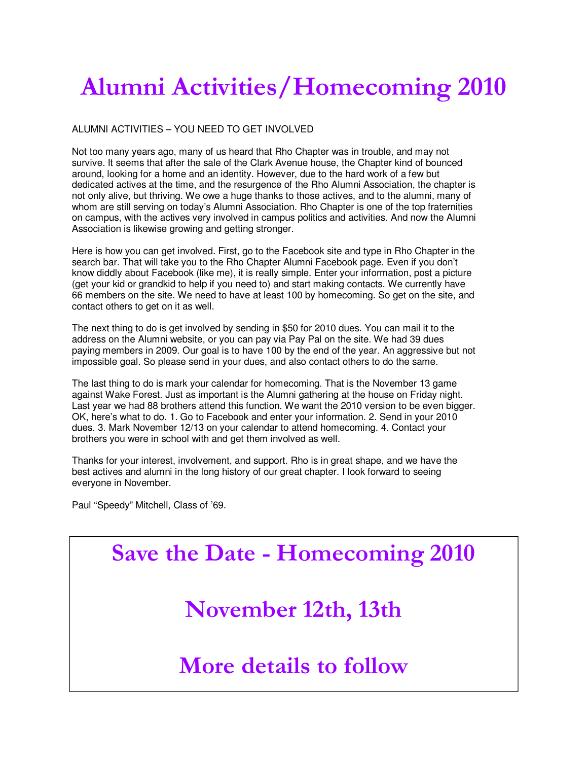# Alumni Activities/Homecoming 2010

ALUMNI ACTIVITIES – YOU NEED TO GET INVOLVED

Not too many years ago, many of us heard that Rho Chapter was in trouble, and may not survive. It seems that after the sale of the Clark Avenue house, the Chapter kind of bounced around, looking for a home and an identity. However, due to the hard work of a few but dedicated actives at the time, and the resurgence of the Rho Alumni Association, the chapter is not only alive, but thriving. We owe a huge thanks to those actives, and to the alumni, many of whom are still serving on today's Alumni Association. Rho Chapter is one of the top fraternities on campus, with the actives very involved in campus politics and activities. And now the Alumni Association is likewise growing and getting stronger.

Here is how you can get involved. First, go to the Facebook site and type in Rho Chapter in the search bar. That will take you to the Rho Chapter Alumni Facebook page. Even if you don't know diddly about Facebook (like me), it is really simple. Enter your information, post a picture (get your kid or grandkid to help if you need to) and start making contacts. We currently have 66 members on the site. We need to have at least 100 by homecoming. So get on the site, and contact others to get on it as well.

The next thing to do is get involved by sending in $50 for 2010 dues. You can mail it to the address on the Alumni website, or you can pay via Pay Pal on the site. We had 39 dues paying members in 2009. Our goal is to have 100 by the end of the year. An aggressive but not impossible goal. So please send in your dues, and also contact others to do the same.

The last thing to do is mark your calendar for homecoming. That is the November 13 game against Wake Forest. Just as important is the Alumni gathering at the house on Friday night. Last year we had 88 brothers attend this function. We want the 2010 version to be even bigger. OK, here's what to do. 1. Go to Facebook and enter your information. 2. Send in your 2010 dues. 3. Mark November 12/13 on your calendar to attend homecoming. 4. Contact your brothers you were in school with and get them involved as well.

Thanks for your interest, involvement, and support. Rho is in great shape, and we have the best actives and alumni in the long history of our great chapter. I look forward to seeing everyone in November.

Paul "Speedy" Mitchell, Class of '69.

## Save the Date - Homecoming 2010

## November 12th, 13th

## More details to follow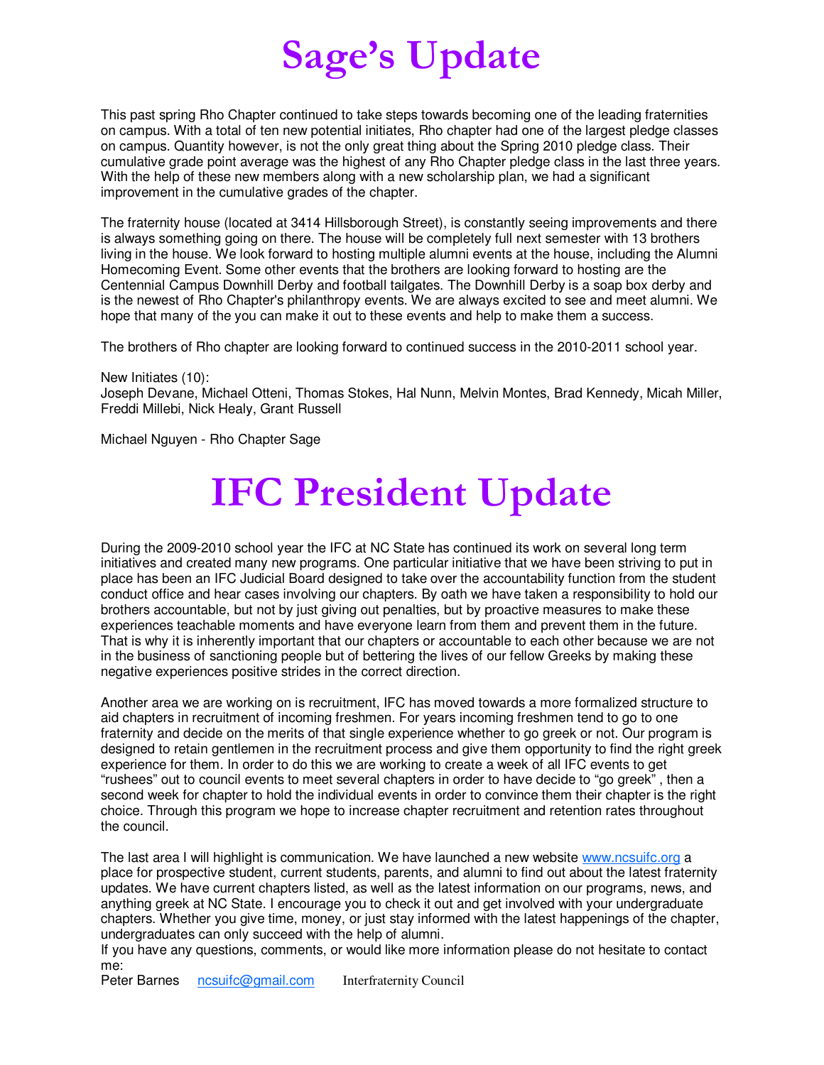# Sage's Update

This past spring Rho Chapter continued to take steps towards becoming one of the leading fraternities on campus. With a total of ten new potential initiates, Rho chapter had one of the largest pledge classes on campus. Quantity however, is not the only great thing about the Spring 2010 pledge class. Their cumulative grade point average was the highest of any Rho Chapter pledge class in the last three years. With the help of these new members along with a new scholarship plan, we had a significant improvement in the cumulative grades of the chapter.

The fraternity house (located at 3414 Hillsborough Street), is constantly seeing improvements and there is always something going on there. The house will be completely full next semester with 13 brothers living in the house. We look forward to hosting multiple alumni events at the house, including the Alumni Homecoming Event. Some other events that the brothers are looking forward to hosting are the Centennial Campus Downhill Derby and football tailgates. The Downhill Derby is a soap box derby and is the newest of Rho Chapter's philanthropy events. We are always excited to see and meet alumni. We hope that many of the you can make it out to these events and help to make them a success.

The brothers of Rho chapter are looking forward to continued success in the 2010-2011 school year.

New Initiates (10):
Joseph Devane, Michael Otteni, Thomas Stokes, Hal Nunn, Melvin Montes, Brad Kennedy, Micah Miller, Freddi Millebi, Nick Healy, Grant Russell

Michael Nguyen - Rho Chapter Sage

# IFC President Update

During the 2009-2010 school year the IFC at NC State has continued its work on several long term initiatives and created many new programs. One particular initiative that we have been striving to put in place has been an IFC Judicial Board designed to take over the accountability function from the student conduct office and hear cases involving our chapters. By oath we have taken a responsibility to hold our brothers accountable, but not by just giving out penalties, but by proactive measures to make these experiences teachable moments and have everyone learn from them and prevent them in the future. That is why it is inherently important that our chapters or accountable to each other because we are not in the business of sanctioning people but of bettering the lives of our fellow Greeks by making these negative experiences positive strides in the correct direction.

Another area we are working on is recruitment, IFC has moved towards a more formalized structure to aid chapters in recruitment of incoming freshmen. For years incoming freshmen tend to go to one fraternity and decide on the merits of that single experience whether to go greek or not. Our program is designed to retain gentlemen in the recruitment process and give them opportunity to find the right greek experience for them. In order to do this we are working to create a week of all IFC events to get "rushees" out to council events to meet several chapters in order to have decide to "go greek" , then a second week for chapter to hold the individual events in order to convince them their chapter is the right choice. Through this program we hope to increase chapter recruitment and retention rates throughout the council.

The last area I will highlight is communication. We have launched a new website www.ncsuifc.org a place for prospective student, current students, parents, and alumni to find out about the latest fraternity updates. We have current chapters listed, as well as the latest information on our programs, news, and anything greek at NC State. I encourage you to check it out and get involved with your undergraduate chapters. Whether you give time, money, or just stay informed with the latest happenings of the chapter, undergraduates can only succeed with the help of alumni.
If you have any questions, comments, or would like more information please do not hesitate to contact me:
Peter Barnes ncsuifc@gmail.com Interfraternity Council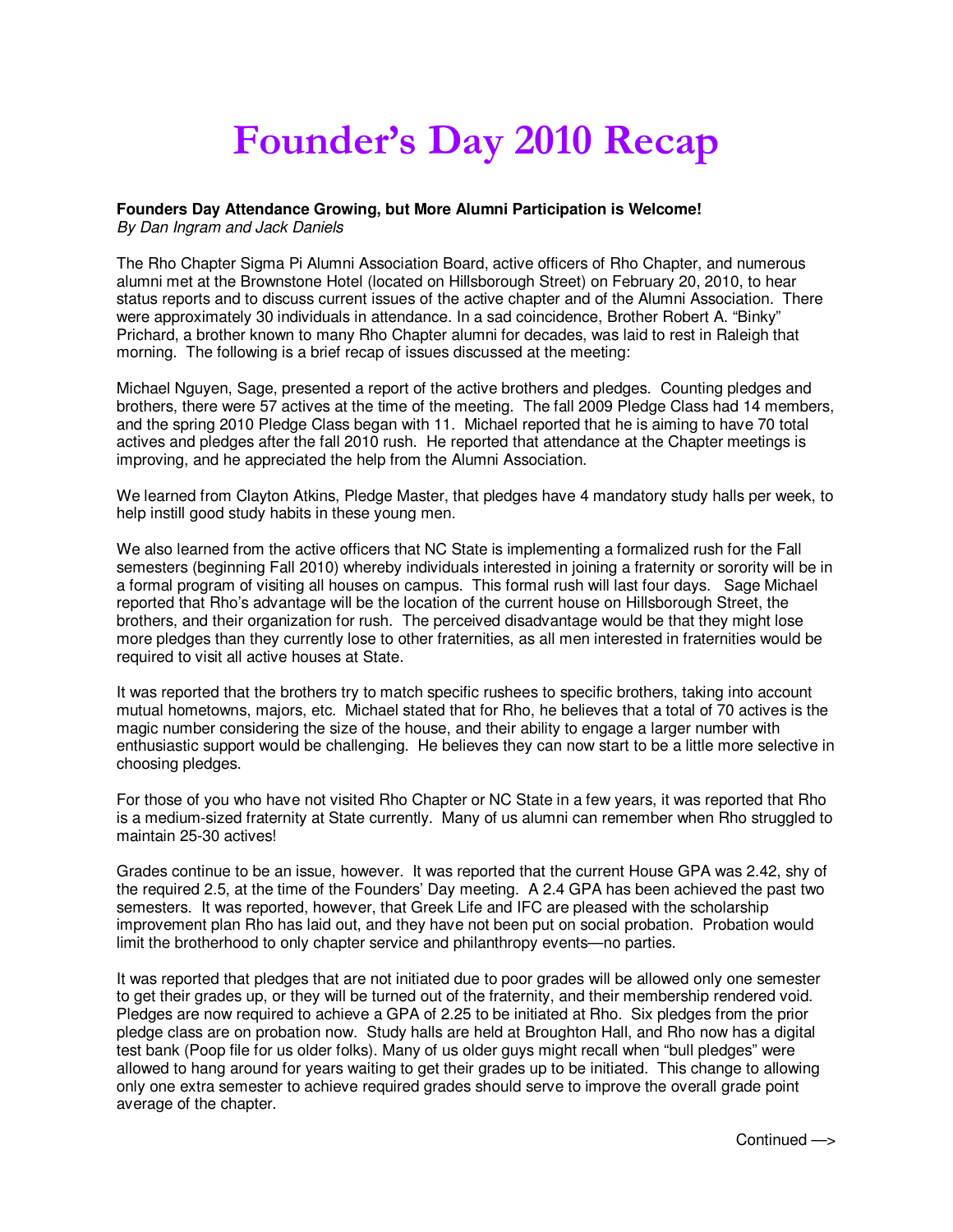# Founder's Day 2010 Recap

**Founders Day Attendance Growing, but More Alumni Participation is Welcome!**
*By Dan Ingram and Jack Daniels*

The Rho Chapter Sigma Pi Alumni Association Board, active officers of Rho Chapter, and numerous alumni met at the Brownstone Hotel (located on Hillsborough Street) on February 20, 2010, to hear status reports and to discuss current issues of the active chapter and of the Alumni Association. There were approximately 30 individuals in attendance. In a sad coincidence, Brother Robert A. "Binky" Prichard, a brother known to many Rho Chapter alumni for decades, was laid to rest in Raleigh that morning. The following is a brief recap of issues discussed at the meeting:

Michael Nguyen, Sage, presented a report of the active brothers and pledges. Counting pledges and brothers, there were 57 actives at the time of the meeting. The fall 2009 Pledge Class had 14 members, and the spring 2010 Pledge Class began with 11. Michael reported that he is aiming to have 70 total actives and pledges after the fall 2010 rush. He reported that attendance at the Chapter meetings is improving, and he appreciated the help from the Alumni Association.

We learned from Clayton Atkins, Pledge Master, that pledges have 4 mandatory study halls per week, to help instill good study habits in these young men.

We also learned from the active officers that NC State is implementing a formalized rush for the Fall semesters (beginning Fall 2010) whereby individuals interested in joining a fraternity or sorority will be in a formal program of visiting all houses on campus. This formal rush will last four days. Sage Michael reported that Rho's advantage will be the location of the current house on Hillsborough Street, the brothers, and their organization for rush. The perceived disadvantage would be that they might lose more pledges than they currently lose to other fraternities, as all men interested in fraternities would be required to visit all active houses at State.

It was reported that the brothers try to match specific rushees to specific brothers, taking into account mutual hometowns, majors, etc. Michael stated that for Rho, he believes that a total of 70 actives is the magic number considering the size of the house, and their ability to engage a larger number with enthusiastic support would be challenging. He believes they can now start to be a little more selective in choosing pledges.

For those of you who have not visited Rho Chapter or NC State in a few years, it was reported that Rho is a medium-sized fraternity at State currently. Many of us alumni can remember when Rho struggled to maintain 25-30 actives!

Grades continue to be an issue, however. It was reported that the current House GPA was 2.42, shy of the required 2.5, at the time of the Founders' Day meeting. A 2.4 GPA has been achieved the past two semesters. It was reported, however, that Greek Life and IFC are pleased with the scholarship improvement plan Rho has laid out, and they have not been put on social probation. Probation would limit the brotherhood to only chapter service and philanthropy events—no parties.

It was reported that pledges that are not initiated due to poor grades will be allowed only one semester to get their grades up, or they will be turned out of the fraternity, and their membership rendered void. Pledges are now required to achieve a GPA of 2.25 to be initiated at Rho. Six pledges from the prior pledge class are on probation now. Study halls are held at Broughton Hall, and Rho now has a digital test bank (Poop file for us older folks). Many of us older guys might recall when "bull pledges" were allowed to hang around for years waiting to get their grades up to be initiated. This change to allowing only one extra semester to achieve required grades should serve to improve the overall grade point average of the chapter.

Continued —>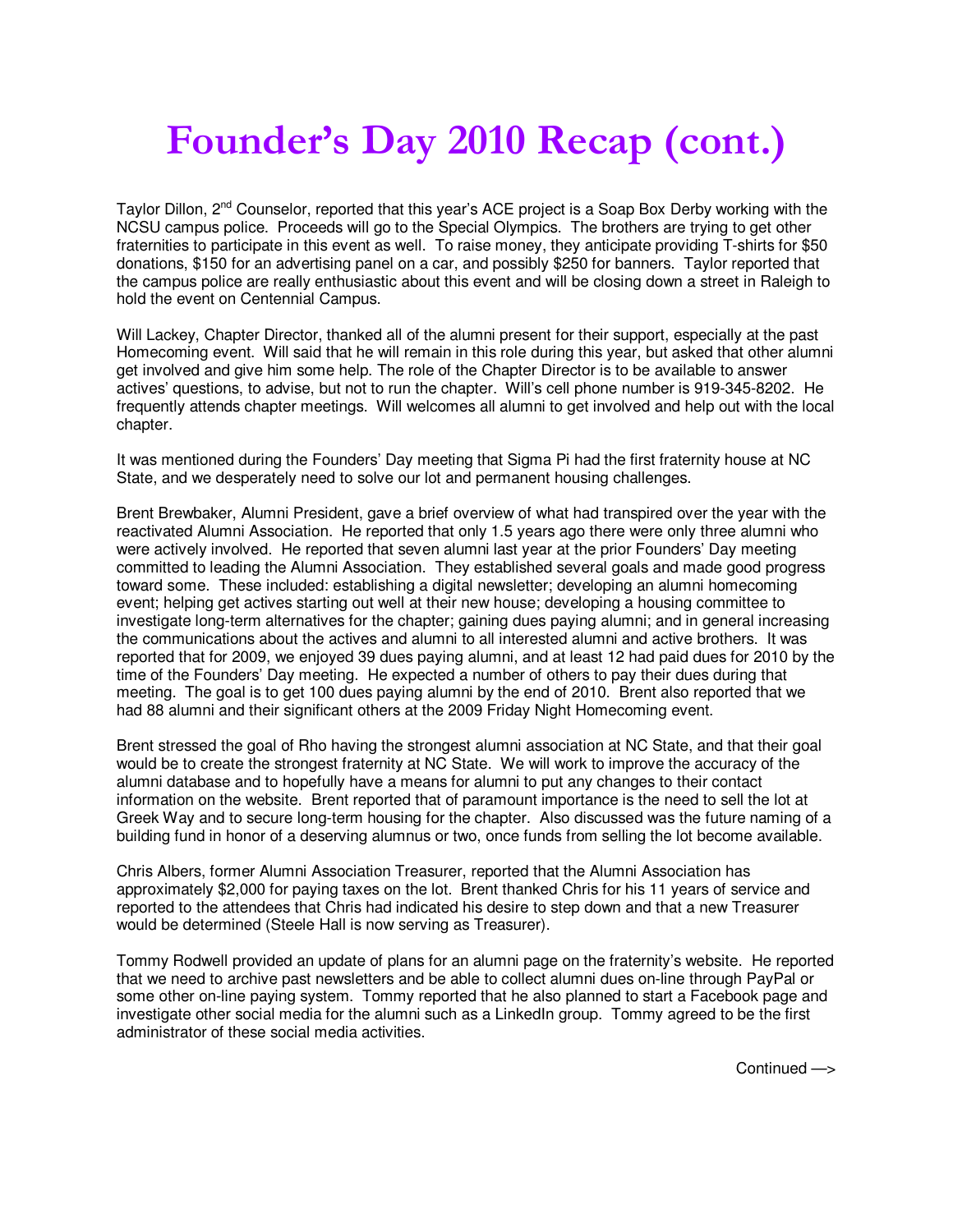# Founder's Day 2010 Recap (cont.)

Taylor Dillon, 2nd Counselor, reported that this year's ACE project is a Soap Box Derby working with the NCSU campus police. Proceeds will go to the Special Olympics. The brothers are trying to get other fraternities to participate in this event as well. To raise money, they anticipate providing T-shirts for $50 donations, $150 for an advertising panel on a car, and possibly $250 for banners. Taylor reported that the campus police are really enthusiastic about this event and will be closing down a street in Raleigh to hold the event on Centennial Campus.

Will Lackey, Chapter Director, thanked all of the alumni present for their support, especially at the past Homecoming event. Will said that he will remain in this role during this year, but asked that other alumni get involved and give him some help. The role of the Chapter Director is to be available to answer actives' questions, to advise, but not to run the chapter. Will's cell phone number is 919-345-8202. He frequently attends chapter meetings. Will welcomes all alumni to get involved and help out with the local chapter.

It was mentioned during the Founders' Day meeting that Sigma Pi had the first fraternity house at NC State, and we desperately need to solve our lot and permanent housing challenges.

Brent Brewbaker, Alumni President, gave a brief overview of what had transpired over the year with the reactivated Alumni Association. He reported that only 1.5 years ago there were only three alumni who were actively involved. He reported that seven alumni last year at the prior Founders' Day meeting committed to leading the Alumni Association. They established several goals and made good progress toward some. These included: establishing a digital newsletter; developing an alumni homecoming event; helping get actives starting out well at their new house; developing a housing committee to investigate long-term alternatives for the chapter; gaining dues paying alumni; and in general increasing the communications about the actives and alumni to all interested alumni and active brothers. It was reported that for 2009, we enjoyed 39 dues paying alumni, and at least 12 had paid dues for 2010 by the time of the Founders' Day meeting. He expected a number of others to pay their dues during that meeting. The goal is to get 100 dues paying alumni by the end of 2010. Brent also reported that we had 88 alumni and their significant others at the 2009 Friday Night Homecoming event.

Brent stressed the goal of Rho having the strongest alumni association at NC State, and that their goal would be to create the strongest fraternity at NC State. We will work to improve the accuracy of the alumni database and to hopefully have a means for alumni to put any changes to their contact information on the website. Brent reported that of paramount importance is the need to sell the lot at Greek Way and to secure long-term housing for the chapter. Also discussed was the future naming of a building fund in honor of a deserving alumnus or two, once funds from selling the lot become available.

Chris Albers, former Alumni Association Treasurer, reported that the Alumni Association has approximately $2,000 for paying taxes on the lot. Brent thanked Chris for his 11 years of service and reported to the attendees that Chris had indicated his desire to step down and that a new Treasurer would be determined (Steele Hall is now serving as Treasurer).

Tommy Rodwell provided an update of plans for an alumni page on the fraternity's website. He reported that we need to archive past newsletters and be able to collect alumni dues on-line through PayPal or some other on-line paying system. Tommy reported that he also planned to start a Facebook page and investigate other social media for the alumni such as a LinkedIn group. Tommy agreed to be the first administrator of these social media activities.

Continued —>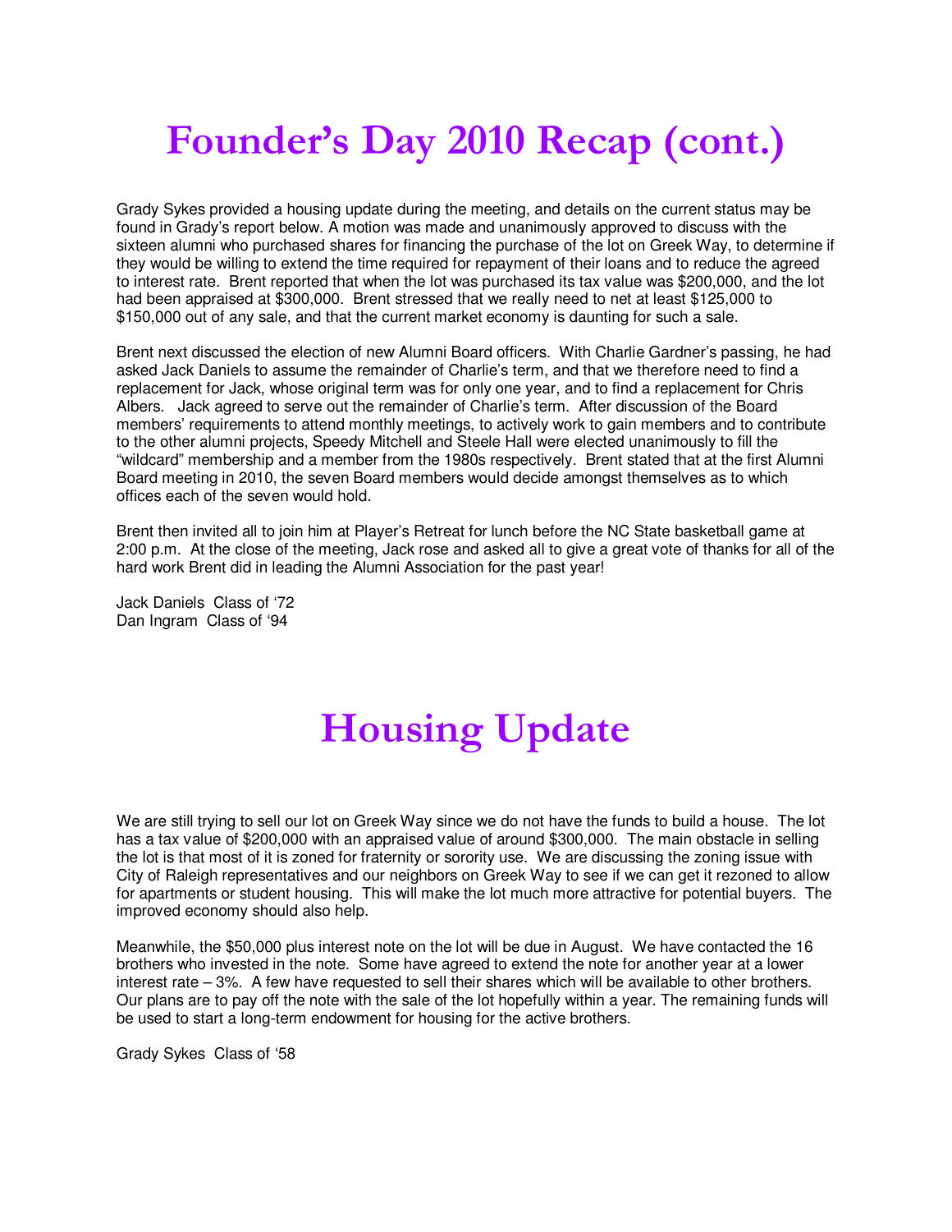# Founder's Day 2010 Recap (cont.)

Grady Sykes provided a housing update during the meeting, and details on the current status may be found in Grady's report below. A motion was made and unanimously approved to discuss with the sixteen alumni who purchased shares for financing the purchase of the lot on Greek Way, to determine if they would be willing to extend the time required for repayment of their loans and to reduce the agreed to interest rate. Brent reported that when the lot was purchased its tax value was $200,000, and the lot had been appraised at $300,000. Brent stressed that we really need to net at least $125,000 to $150,000 out of any sale, and that the current market economy is daunting for such a sale.

Brent next discussed the election of new Alumni Board officers. With Charlie Gardner's passing, he had asked Jack Daniels to assume the remainder of Charlie's term, and that we therefore need to find a replacement for Jack, whose original term was for only one year, and to find a replacement for Chris Albers. Jack agreed to serve out the remainder of Charlie's term. After discussion of the Board members' requirements to attend monthly meetings, to actively work to gain members and to contribute to the other alumni projects, Speedy Mitchell and Steele Hall were elected unanimously to fill the "wildcard" membership and a member from the 1980s respectively. Brent stated that at the first Alumni Board meeting in 2010, the seven Board members would decide amongst themselves as to which offices each of the seven would hold.

Brent then invited all to join him at Player's Retreat for lunch before the NC State basketball game at 2:00 p.m. At the close of the meeting, Jack rose and asked all to give a great vote of thanks for all of the hard work Brent did in leading the Alumni Association for the past year!

Jack Daniels Class of '72
Dan Ingram Class of '94

# Housing Update

We are still trying to sell our lot on Greek Way since we do not have the funds to build a house. The lot has a tax value of $200,000 with an appraised value of around $300,000. The main obstacle in selling the lot is that most of it is zoned for fraternity or sorority use. We are discussing the zoning issue with City of Raleigh representatives and our neighbors on Greek Way to see if we can get it rezoned to allow for apartments or student housing. This will make the lot much more attractive for potential buyers. The improved economy should also help.

Meanwhile, the $50,000 plus interest note on the lot will be due in August. We have contacted the 16 brothers who invested in the note. Some have agreed to extend the note for another year at a lower interest rate – 3%. A few have requested to sell their shares which will be available to other brothers. Our plans are to pay off the note with the sale of the lot hopefully within a year. The remaining funds will be used to start a long-term endowment for housing for the active brothers.

Grady Sykes Class of '58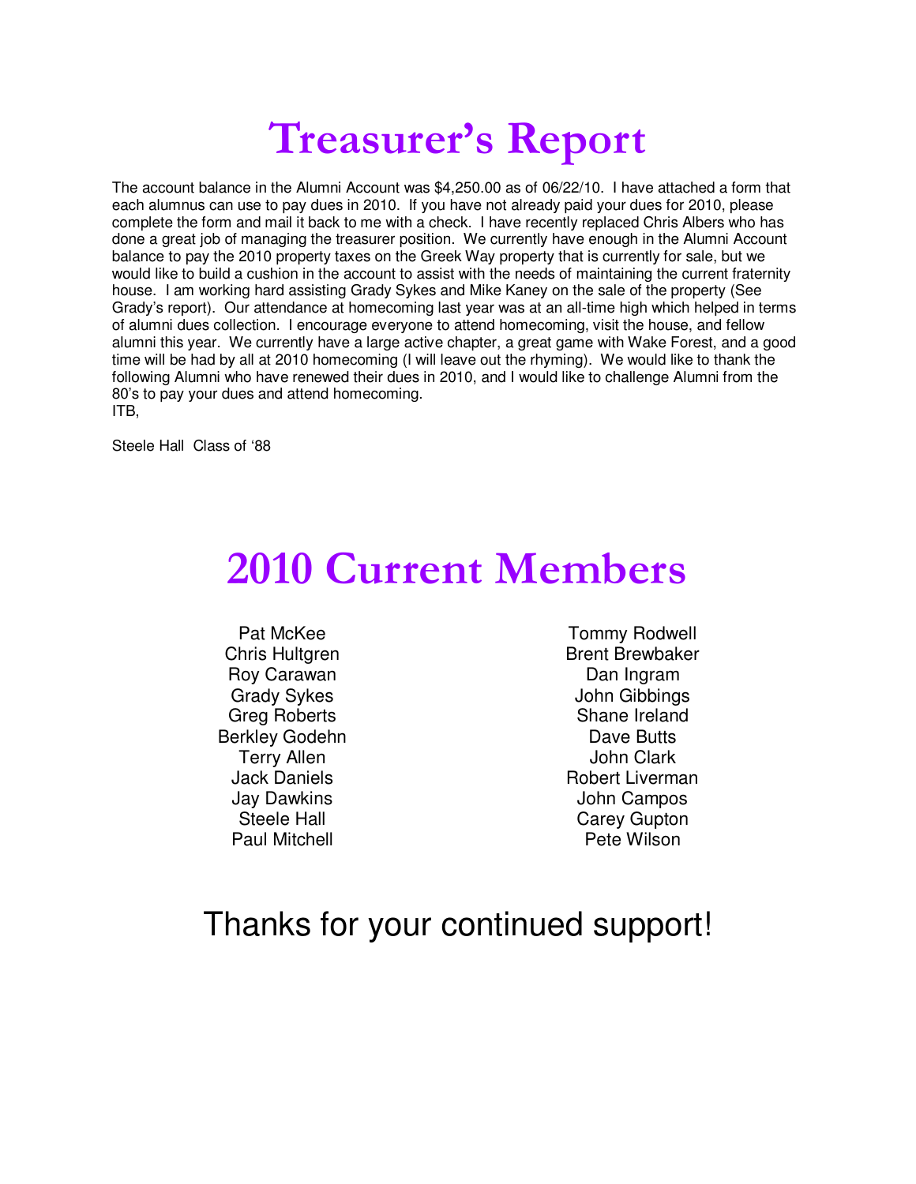# Treasurer's Report

The account balance in the Alumni Account was $4,250.00 as of 06/22/10. I have attached a form that each alumnus can use to pay dues in 2010. If you have not already paid your dues for 2010, please complete the form and mail it back to me with a check. I have recently replaced Chris Albers who has done a great job of managing the treasurer position. We currently have enough in the Alumni Account balance to pay the 2010 property taxes on the Greek Way property that is currently for sale, but we would like to build a cushion in the account to assist with the needs of maintaining the current fraternity house. I am working hard assisting Grady Sykes and Mike Kaney on the sale of the property (See Grady's report). Our attendance at homecoming last year was at an all-time high which helped in terms of alumni dues collection. I encourage everyone to attend homecoming, visit the house, and fellow alumni this year. We currently have a large active chapter, a great game with Wake Forest, and a good time will be had by all at 2010 homecoming (I will leave out the rhyming). We would like to thank the following Alumni who have renewed their dues in 2010, and I would like to challenge Alumni from the 80's to pay your dues and attend homecoming.

ITB,

Steele Hall Class of '88

# 2010 Current Members

Pat McKee
Chris Hultgren
Roy Carawan
Grady Sykes
Greg Roberts
Berkley Godehn
Terry Allen
Jack Daniels
Jay Dawkins
Steele Hall
Paul Mitchell
Tommy Rodwell
Brent Brewbaker
Dan Ingram
John Gibbings
Shane Ireland
Dave Butts
John Clark
Robert Liverman
John Campos
Carey Gupton
Pete Wilson

## Thanks for your continued support!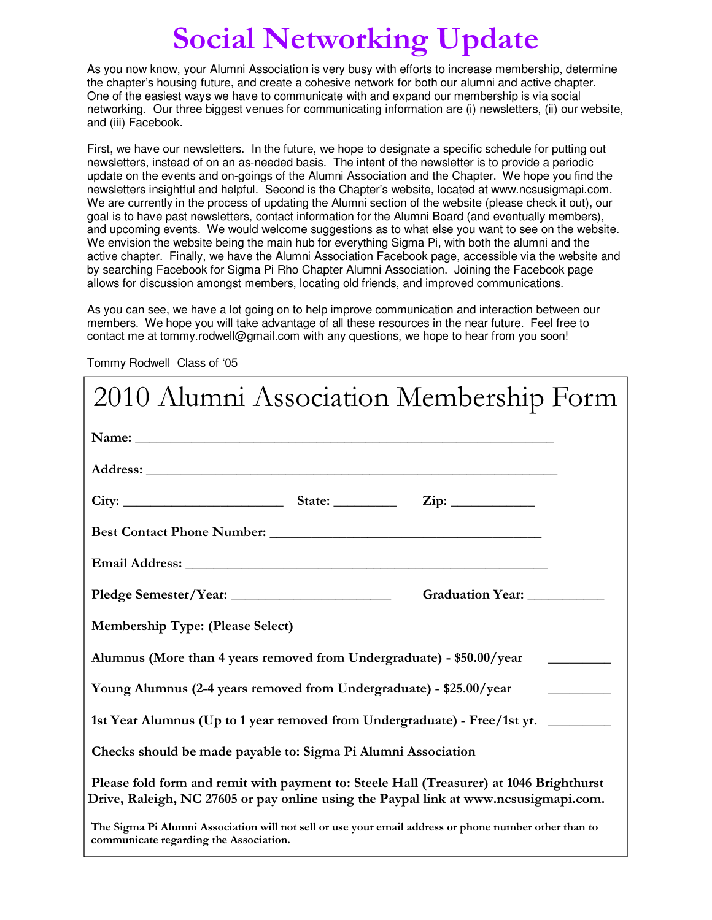# Social Networking Update

As you now know, your Alumni Association is very busy with efforts to increase membership, determine the chapter's housing future, and create a cohesive network for both our alumni and active chapter. One of the easiest ways we have to communicate with and expand our membership is via social networking. Our three biggest venues for communicating information are (i) newsletters, (ii) our website, and (iii) Facebook.

First, we have our newsletters. In the future, we hope to designate a specific schedule for putting out newsletters, instead of on an as-needed basis. The intent of the newsletter is to provide a periodic update on the events and on-goings of the Alumni Association and the Chapter. We hope you find the newsletters insightful and helpful. Second is the Chapter's website, located at www.ncsusigmapi.com. We are currently in the process of updating the Alumni section of the website (please check it out), our goal is to have past newsletters, contact information for the Alumni Board (and eventually members), and upcoming events. We would welcome suggestions as to what else you want to see on the website. We envision the website being the main hub for everything Sigma Pi, with both the alumni and the active chapter. Finally, we have the Alumni Association Facebook page, accessible via the website and by searching Facebook for Sigma Pi Rho Chapter Alumni Association. Joining the Facebook page allows for discussion amongst members, locating old friends, and improved communications.

As you can see, we have a lot going on to help improve communication and interaction between our members. We hope you will take advantage of all these resources in the near future. Feel free to contact me at tommy.rodwell@gmail.com with any questions, we hope to hear from you soon!

Tommy Rodwell Class of '05

## 2010 Alumni Association Membership Form

**Name:** ______________________________________________

**Address:** ______________________________________________

**City:** ____________________ **State:** ________ **Zip:** __________

**Best Contact Phone Number:** ______________________________

**Email Address:** ______________________________________

**Pledge Semester/Year:** __________________ **Graduation Year:** _________

**Membership Type: (Please Select)**

**Alumnus (More than 4 years removed from Undergraduate) - $50.00/year** ________

**Young Alumnus (2-4 years removed from Undergraduate) - $25.00/year** ________

**1st Year Alumnus (Up to 1 year removed from Undergraduate) - Free/1st yr.** ________

**Checks should be made payable to: Sigma Pi Alumni Association**

**Please fold form and remit with payment to: Steele Hall (Treasurer) at 1046 Brighthurst Drive, Raleigh, NC 27605 or pay online using the Paypal link at www.ncsusigmapi.com.**

**The Sigma Pi Alumni Association will not sell or use your email address or phone number other than to communicate regarding the Association.**